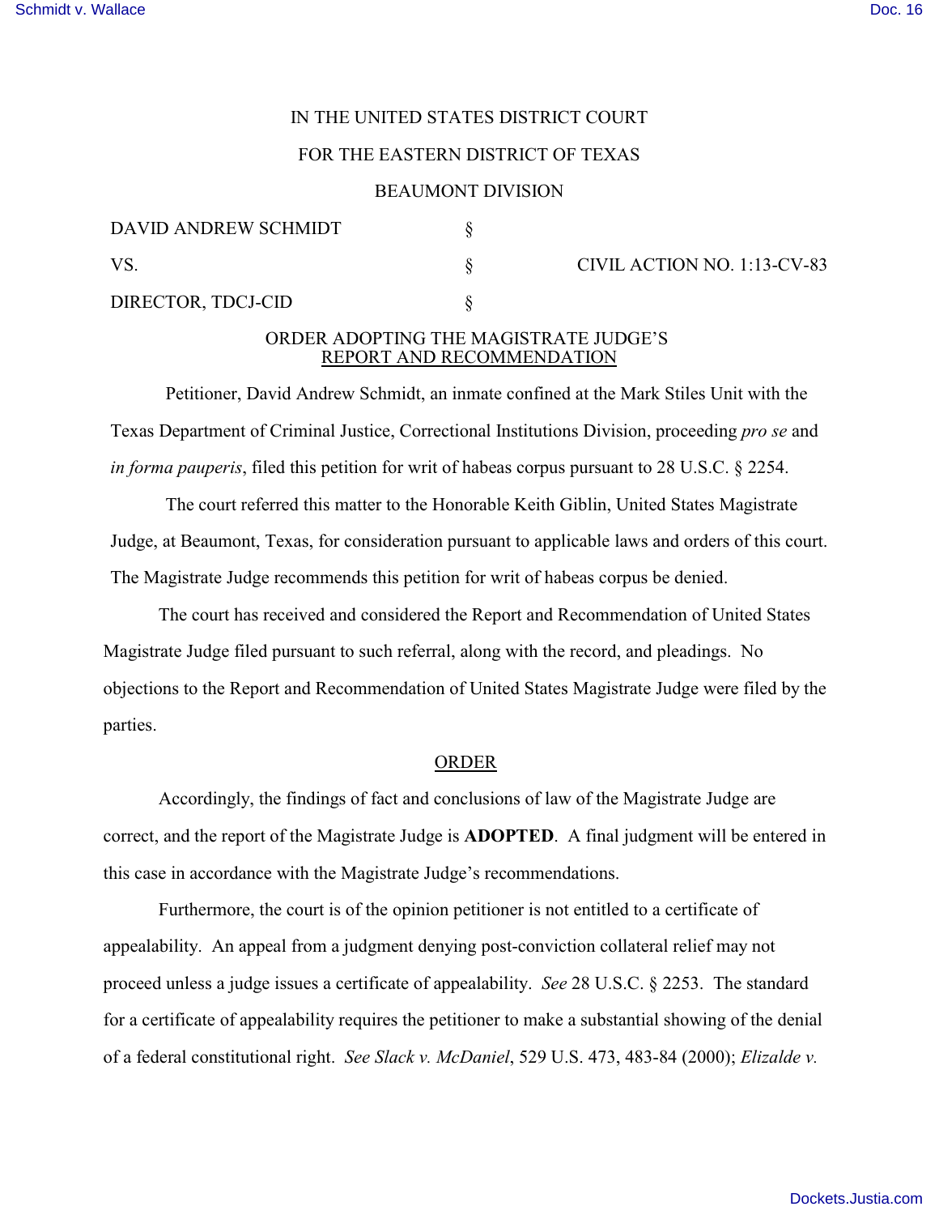IN THE UNITED STATES DISTRICT COURT

FOR THE EASTERN DISTRICT OF TEXAS

BEAUMONT DIVISION

| | | |
|---|---|---|
| DAVID ANDREW SCHMIDT | § | |
| VS. | § | CIVIL ACTION NO. 1:13-CV-83 |
| DIRECTOR, TDCJ-CID | § | |

ORDER ADOPTING THE MAGISTRATE JUDGE'S
REPORT AND RECOMMENDATION

Petitioner, David Andrew Schmidt, an inmate confined at the Mark Stiles Unit with the Texas Department of Criminal Justice, Correctional Institutions Division, proceeding *pro se* and *in forma pauperis*, filed this petition for writ of habeas corpus pursuant to 28 U.S.C. § 2254.

The court referred this matter to the Honorable Keith Giblin, United States Magistrate Judge, at Beaumont, Texas, for consideration pursuant to applicable laws and orders of this court. The Magistrate Judge recommends this petition for writ of habeas corpus be denied.

The court has received and considered the Report and Recommendation of United States Magistrate Judge filed pursuant to such referral, along with the record, and pleadings. No objections to the Report and Recommendation of United States Magistrate Judge were filed by the parties.

ORDER

Accordingly, the findings of fact and conclusions of law of the Magistrate Judge are correct, and the report of the Magistrate Judge is **ADOPTED**. A final judgment will be entered in this case in accordance with the Magistrate Judge's recommendations.

Furthermore, the court is of the opinion petitioner is not entitled to a certificate of appealability. An appeal from a judgment denying post-conviction collateral relief may not proceed unless a judge issues a certificate of appealability. *See* 28 U.S.C. § 2253. The standard for a certificate of appealability requires the petitioner to make a substantial showing of the denial of a federal constitutional right. *See Slack v. McDaniel*, 529 U.S. 473, 483-84 (2000); *Elizalde v.*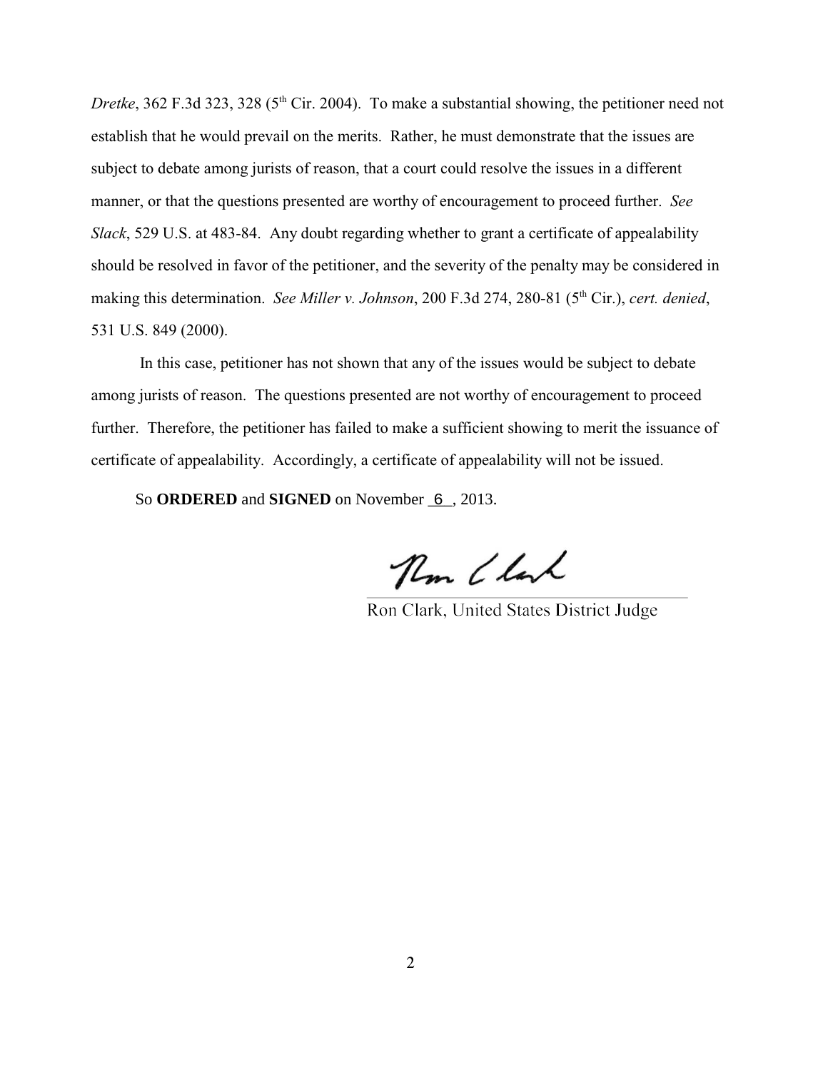*Dretke*, 362 F.3d 323, 328 (5th Cir. 2004). To make a substantial showing, the petitioner need not establish that he would prevail on the merits. Rather, he must demonstrate that the issues are subject to debate among jurists of reason, that a court could resolve the issues in a different manner, or that the questions presented are worthy of encouragement to proceed further. *See Slack*, 529 U.S. at 483-84. Any doubt regarding whether to grant a certificate of appealability should be resolved in favor of the petitioner, and the severity of the penalty may be considered in making this determination. *See Miller v. Johnson*, 200 F.3d 274, 280-81 (5th Cir.), *cert. denied*, 531 U.S. 849 (2000).

In this case, petitioner has not shown that any of the issues would be subject to debate among jurists of reason. The questions presented are not worthy of encouragement to proceed further. Therefore, the petitioner has failed to make a sufficient showing to merit the issuance of certificate of appealability. Accordingly, a certificate of appealability will not be issued.

So **ORDERED** and **SIGNED** on November 6, 2013.

Ron Clark, United States District Judge